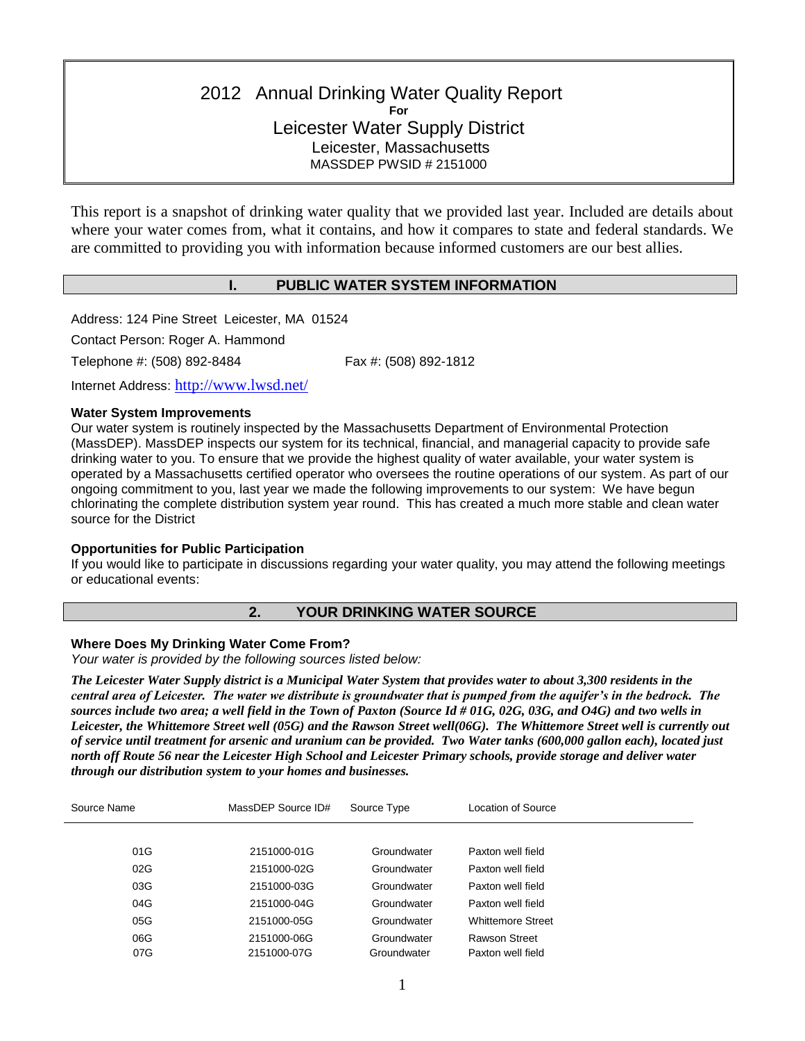# 2012 Annual Drinking Water Quality Report

**For**

## Leicester Water Supply District

Leicester, Massachusetts

MASSDEP PWSID # 2151000

This report is a snapshot of drinking water quality that we provided last year. Included are details about where your water comes from, what it contains, and how it compares to state and federal standards. We are committed to providing you with information because informed customers are our best allies.

## I. PUBLIC WATER SYSTEM INFORMATION

Address: 124 Pine Street Leicester, MA 01524

Contact Person: Roger A. Hammond

Telephone #: (508) 892-8484 Fax #: (508) 892-1812

Internet Address: http://www.lwsd.net/

### Water System Improvements

Our water system is routinely inspected by the Massachusetts Department of Environmental Protection (MassDEP). MassDEP inspects our system for its technical, financial, and managerial capacity to provide safe drinking water to you. To ensure that we provide the highest quality of water available, your water system is operated by a Massachusetts certified operator who oversees the routine operations of our system. As part of our ongoing commitment to you, last year we made the following improvements to our system: We have begun chlorinating the complete distribution system year round. This has created a much more stable and clean water source for the District

### Opportunities for Public Participation

If you would like to participate in discussions regarding your water quality, you may attend the following meetings or educational events:

## 2. YOUR DRINKING WATER SOURCE

### Where Does My Drinking Water Come From?

*Your water is provided by the following sources listed below:*

***The Leicester Water Supply district is a Municipal Water System that provides water to about 3,300 residents in the central area of Leicester. The water we distribute is groundwater that is pumped from the aquifer's in the bedrock. The sources include two area; a well field in the Town of Paxton (Source Id # 01G, 02G, 03G, and O4G) and two wells in Leicester, the Whittemore Street well (05G) and the Rawson Street well(06G). The Whittemore Street well is currently out of service until treatment for arsenic and uranium can be provided. Two Water tanks (600,000 gallon each), located just north off Route 56 near the Leicester High School and Leicester Primary schools, provide storage and deliver water through our distribution system to your homes and businesses.***

| Source Name | MassDEP Source ID# | Source Type | Location of Source |
|---|---|---|---|
| 01G | 2151000-01G | Groundwater | Paxton well field |
| 02G | 2151000-02G | Groundwater | Paxton well field |
| 03G | 2151000-03G | Groundwater | Paxton well field |
| 04G | 2151000-04G | Groundwater | Paxton well field |
| 05G | 2151000-05G | Groundwater | Whittemore Street |
| 06G | 2151000-06G | Groundwater | Rawson Street |
| 07G | 2151000-07G | Groundwater | Paxton well field |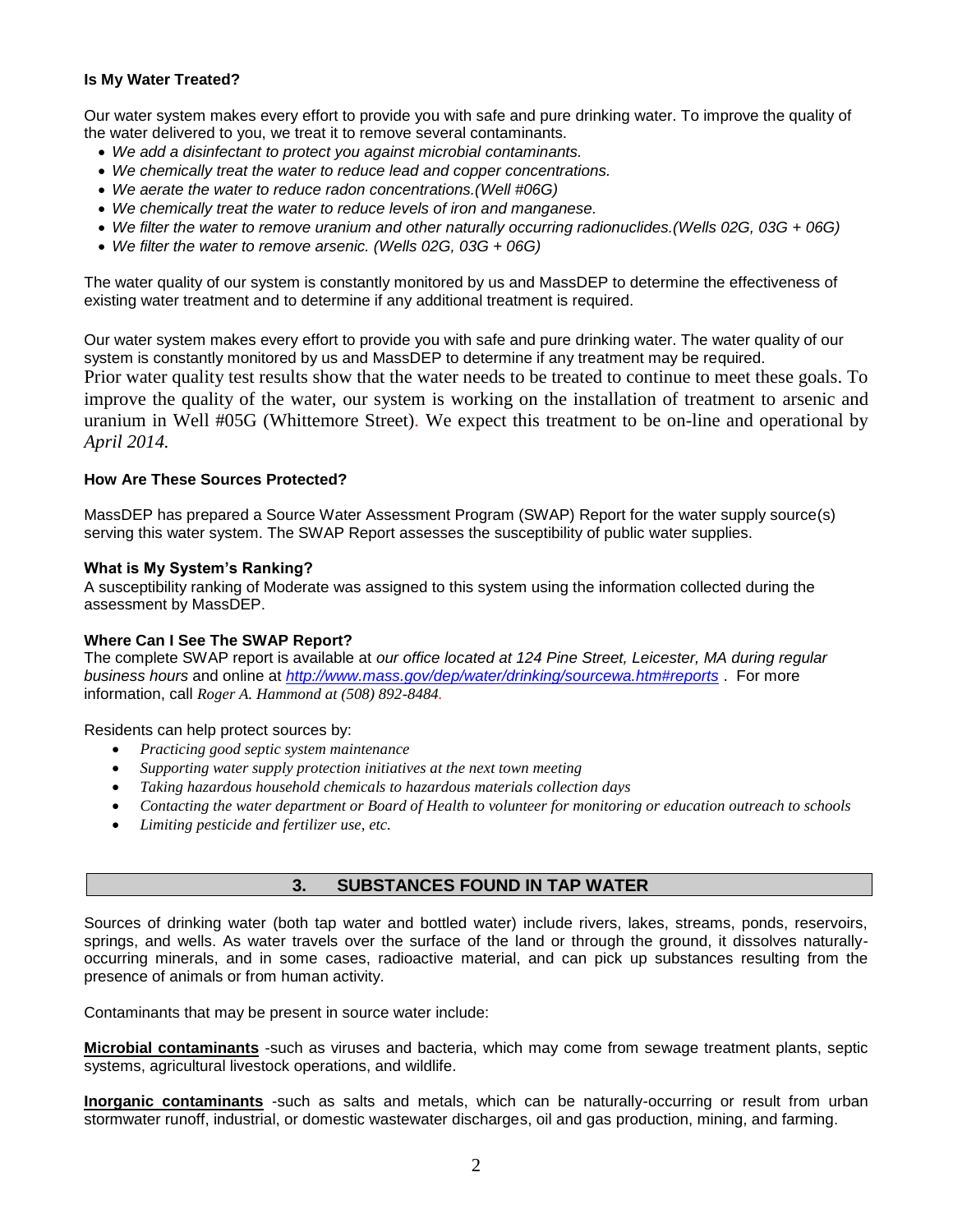**Is My Water Treated?**

Our water system makes every effort to provide you with safe and pure drinking water. To improve the quality of the water delivered to you, we treat it to remove several contaminants.

- *We add a disinfectant to protect you against microbial contaminants.*
- *We chemically treat the water to reduce lead and copper concentrations.*
- *We aerate the water to reduce radon concentrations.(Well #06G)*
- *We chemically treat the water to reduce levels of iron and manganese.*
- *We filter the water to remove uranium and other naturally occurring radionuclides.(Wells 02G, 03G + 06G)*
- *We filter the water to remove arsenic. (Wells 02G, 03G + 06G)*

The water quality of our system is constantly monitored by us and MassDEP to determine the effectiveness of existing water treatment and to determine if any additional treatment is required.

Our water system makes every effort to provide you with safe and pure drinking water. The water quality of our system is constantly monitored by us and MassDEP to determine if any treatment may be required. Prior water quality test results show that the water needs to be treated to continue to meet these goals. To improve the quality of the water, our system is working on the installation of treatment to arsenic and uranium in Well #05G (Whittemore Street). We expect this treatment to be on-line and operational by *April 2014.*

**How Are These Sources Protected?**

MassDEP has prepared a Source Water Assessment Program (SWAP) Report for the water supply source(s) serving this water system. The SWAP Report assesses the susceptibility of public water supplies.

**What is My System's Ranking?**

A susceptibility ranking of Moderate was assigned to this system using the information collected during the assessment by MassDEP.

**Where Can I See The SWAP Report?**

The complete SWAP report is available at *our office located at 124 Pine Street, Leicester, MA during regular business hours* and online at *http://www.mass.gov/dep/water/drinking/sourcewa.htm#reports* . For more information, call *Roger A. Hammond at (508) 892-8484.*

Residents can help protect sources by:

- *Practicing good septic system maintenance*
- *Supporting water supply protection initiatives at the next town meeting*
- *Taking hazardous household chemicals to hazardous materials collection days*
- *Contacting the water department or Board of Health to volunteer for monitoring or education outreach to schools*
- *Limiting pesticide and fertilizer use, etc.*

## 3. SUBSTANCES FOUND IN TAP WATER

Sources of drinking water (both tap water and bottled water) include rivers, lakes, streams, ponds, reservoirs, springs, and wells. As water travels over the surface of the land or through the ground, it dissolves naturally-occurring minerals, and in some cases, radioactive material, and can pick up substances resulting from the presence of animals or from human activity.

Contaminants that may be present in source water include:

**Microbial contaminants** -such as viruses and bacteria, which may come from sewage treatment plants, septic systems, agricultural livestock operations, and wildlife.

**Inorganic contaminants** -such as salts and metals, which can be naturally-occurring or result from urban stormwater runoff, industrial, or domestic wastewater discharges, oil and gas production, mining, and farming.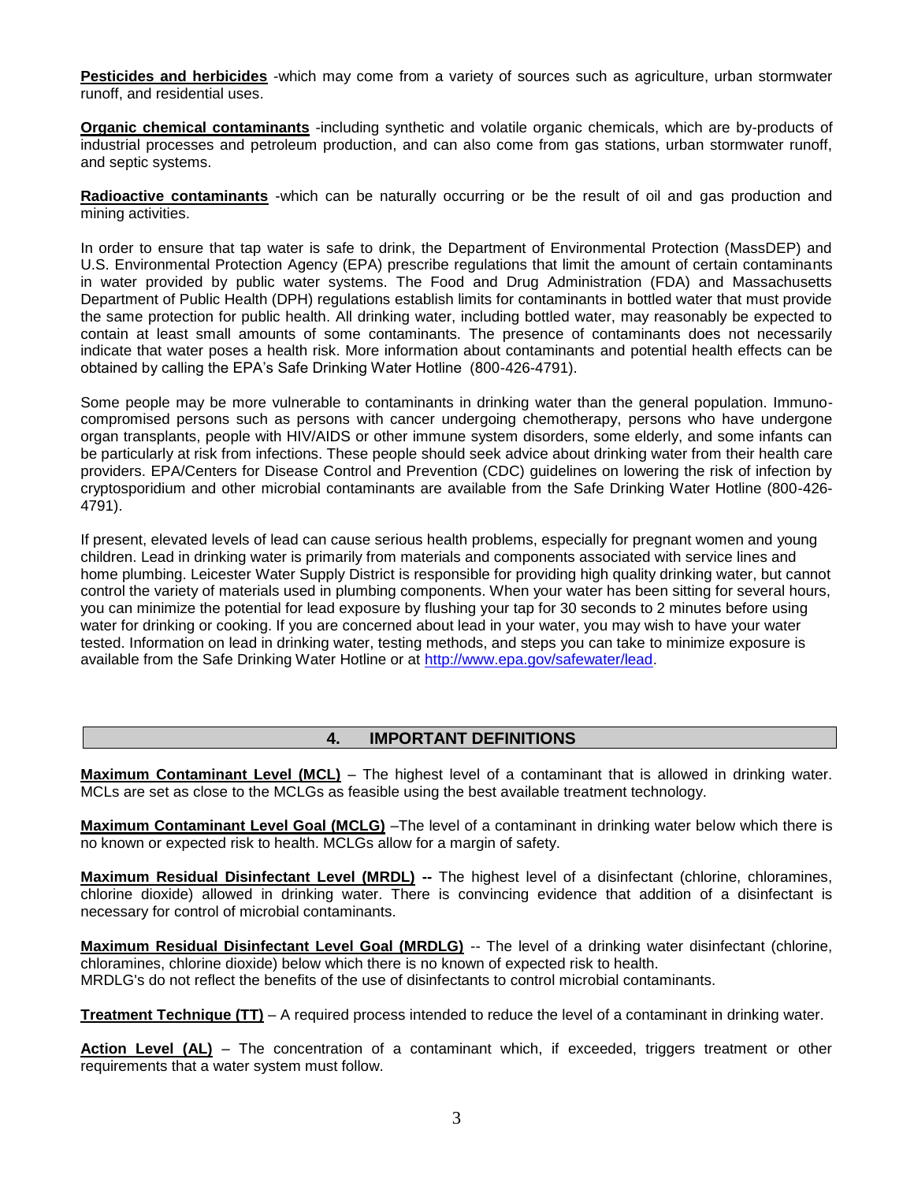**Pesticides and herbicides** -which may come from a variety of sources such as agriculture, urban stormwater runoff, and residential uses.

**Organic chemical contaminants** -including synthetic and volatile organic chemicals, which are by-products of industrial processes and petroleum production, and can also come from gas stations, urban stormwater runoff, and septic systems.

**Radioactive contaminants** -which can be naturally occurring or be the result of oil and gas production and mining activities.

In order to ensure that tap water is safe to drink, the Department of Environmental Protection (MassDEP) and U.S. Environmental Protection Agency (EPA) prescribe regulations that limit the amount of certain contaminants in water provided by public water systems. The Food and Drug Administration (FDA) and Massachusetts Department of Public Health (DPH) regulations establish limits for contaminants in bottled water that must provide the same protection for public health. All drinking water, including bottled water, may reasonably be expected to contain at least small amounts of some contaminants. The presence of contaminants does not necessarily indicate that water poses a health risk. More information about contaminants and potential health effects can be obtained by calling the EPA's Safe Drinking Water Hotline (800-426-4791).

Some people may be more vulnerable to contaminants in drinking water than the general population. Immuno-compromised persons such as persons with cancer undergoing chemotherapy, persons who have undergone organ transplants, people with HIV/AIDS or other immune system disorders, some elderly, and some infants can be particularly at risk from infections. These people should seek advice about drinking water from their health care providers. EPA/Centers for Disease Control and Prevention (CDC) guidelines on lowering the risk of infection by cryptosporidium and other microbial contaminants are available from the Safe Drinking Water Hotline (800-426-4791).

If present, elevated levels of lead can cause serious health problems, especially for pregnant women and young children. Lead in drinking water is primarily from materials and components associated with service lines and home plumbing. Leicester Water Supply District is responsible for providing high quality drinking water, but cannot control the variety of materials used in plumbing components. When your water has been sitting for several hours, you can minimize the potential for lead exposure by flushing your tap for 30 seconds to 2 minutes before using water for drinking or cooking. If you are concerned about lead in your water, you may wish to have your water tested. Information on lead in drinking water, testing methods, and steps you can take to minimize exposure is available from the Safe Drinking Water Hotline or at http://www.epa.gov/safewater/lead.

## 4. IMPORTANT DEFINITIONS

**Maximum Contaminant Level (MCL)** – The highest level of a contaminant that is allowed in drinking water. MCLs are set as close to the MCLGs as feasible using the best available treatment technology.

**Maximum Contaminant Level Goal (MCLG)** –The level of a contaminant in drinking water below which there is no known or expected risk to health. MCLGs allow for a margin of safety.

**Maximum Residual Disinfectant Level (MRDL) --** The highest level of a disinfectant (chlorine, chloramines, chlorine dioxide) allowed in drinking water. There is convincing evidence that addition of a disinfectant is necessary for control of microbial contaminants.

**Maximum Residual Disinfectant Level Goal (MRDLG)** -- The level of a drinking water disinfectant (chlorine, chloramines, chlorine dioxide) below which there is no known of expected risk to health.
MRDLG's do not reflect the benefits of the use of disinfectants to control microbial contaminants.

**Treatment Technique (TT)** – A required process intended to reduce the level of a contaminant in drinking water.

**Action Level (AL)** – The concentration of a contaminant which, if exceeded, triggers treatment or other requirements that a water system must follow.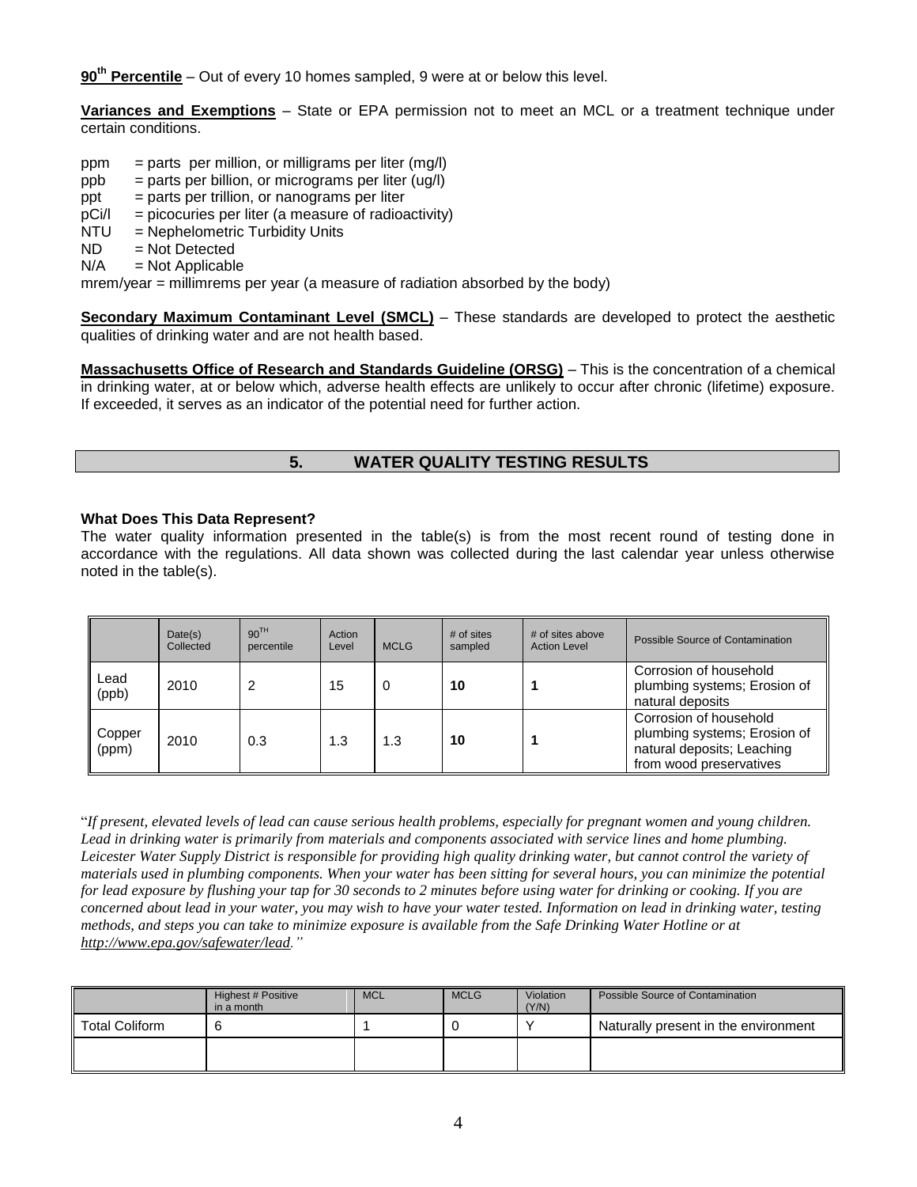**90th Percentile** – Out of every 10 homes sampled, 9 were at or below this level.

**Variances and Exemptions** – State or EPA permission not to meet an MCL or a treatment technique under certain conditions.

ppm = parts per million, or milligrams per liter (mg/l)
ppb = parts per billion, or micrograms per liter (ug/l)
ppt = parts per trillion, or nanograms per liter
pCi/l = picocuries per liter (a measure of radioactivity)
NTU = Nephelometric Turbidity Units
ND = Not Detected
N/A = Not Applicable
mrem/year = millimrems per year (a measure of radiation absorbed by the body)

**Secondary Maximum Contaminant Level (SMCL)** – These standards are developed to protect the aesthetic qualities of drinking water and are not health based.

**Massachusetts Office of Research and Standards Guideline (ORSG)** – This is the concentration of a chemical in drinking water, at or below which, adverse health effects are unlikely to occur after chronic (lifetime) exposure. If exceeded, it serves as an indicator of the potential need for further action.

## 5. WATER QUALITY TESTING RESULTS

**What Does This Data Represent?**
The water quality information presented in the table(s) is from the most recent round of testing done in accordance with the regulations. All data shown was collected during the last calendar year unless otherwise noted in the table(s).

| | Date(s) Collected | 90TH percentile | Action Level | MCLG | # of sites sampled | # of sites above Action Level | Possible Source of Contamination |
|---|---|---|---|---|---|---|---|
| Lead (ppb) | 2010 | 2 | 15 | 0 | **10** | **1** | Corrosion of household plumbing systems; Erosion of natural deposits |
| Copper (ppm) | 2010 | 0.3 | 1.3 | 1.3 | **10** | **1** | Corrosion of household plumbing systems; Erosion of natural deposits; Leaching from wood preservatives |

"*If present, elevated levels of lead can cause serious health problems, especially for pregnant women and young children. Lead in drinking water is primarily from materials and components associated with service lines and home plumbing. Leicester Water Supply District is responsible for providing high quality drinking water, but cannot control the variety of materials used in plumbing components. When your water has been sitting for several hours, you can minimize the potential for lead exposure by flushing your tap for 30 seconds to 2 minutes before using water for drinking or cooking. If you are concerned about lead in your water, you may wish to have your water tested. Information on lead in drinking water, testing methods, and steps you can take to minimize exposure is available from the Safe Drinking Water Hotline or at http://www.epa.gov/safewater/lead.*"

| | Highest # Positive in a month | MCL | MCLG | Violation (Y/N) | Possible Source of Contamination |
|---|---|---|---|---|---|
| Total Coliform | 6 | 1 | 0 | Y | Naturally present in the environment |
| | | | | | |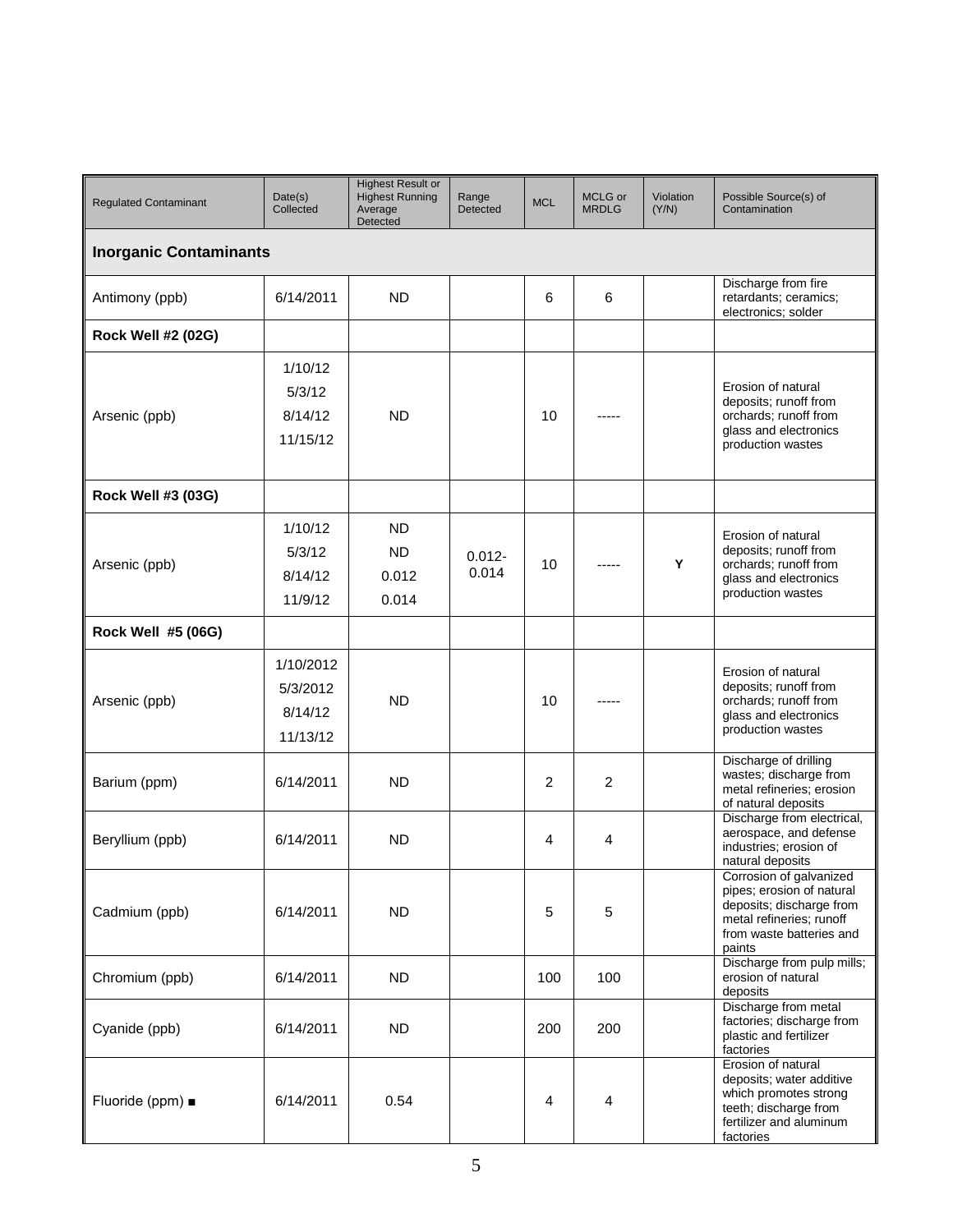| Regulated Contaminant | Date(s) Collected | Highest Result or Highest Running Average Detected | Range Detected | MCL | MCLG or MRDLG | Violation (Y/N) | Possible Source(s) of Contamination |
|---|---|---|---|---|---|---|---|
| **Inorganic Contaminants** | | | | | | | |
| Antimony (ppb) | 6/14/2011 | ND | | 6 | 6 | | Discharge from fire retardants; ceramics; electronics; solder |
| **Rock Well #2 (02G)** | | | | | | | |
| Arsenic (ppb) | 1/10/12<br>5/3/12<br>8/14/12<br>11/15/12 | ND | | 10 | ----- | | Erosion of natural deposits; runoff from orchards; runoff from glass and electronics production wastes |
| **Rock Well #3 (03G)** | | | | | | | |
| Arsenic (ppb) | 1/10/12<br>5/3/12<br>8/14/12<br>11/9/12 | ND<br>ND<br>0.012<br>0.014 | 0.012-0.014 | 10 | ----- | **Y** | Erosion of natural deposits; runoff from orchards; runoff from glass and electronics production wastes |
| **Rock Well #5 (06G)** | | | | | | | |
| Arsenic (ppb) | 1/10/2012<br>5/3/2012<br>8/14/12<br>11/13/12 | ND | | 10 | ----- | | Erosion of natural deposits; runoff from orchards; runoff from glass and electronics production wastes |
| Barium (ppm) | 6/14/2011 | ND | | 2 | 2 | | Discharge of drilling wastes; discharge from metal refineries; erosion of natural deposits |
| Beryllium (ppb) | 6/14/2011 | ND | | 4 | 4 | | Discharge from electrical, aerospace, and defense industries; erosion of natural deposits |
| Cadmium (ppb) | 6/14/2011 | ND | | 5 | 5 | | Corrosion of galvanized pipes; erosion of natural deposits; discharge from metal refineries; runoff from waste batteries and paints |
| Chromium (ppb) | 6/14/2011 | ND | | 100 | 100 | | Discharge from pulp mills; erosion of natural deposits |
| Cyanide (ppb) | 6/14/2011 | ND | | 200 | 200 | | Discharge from metal factories; discharge from plastic and fertilizer factories |
| Fluoride (ppm) ■ | 6/14/2011 | 0.54 | | 4 | 4 | | Erosion of natural deposits; water additive which promotes strong teeth; discharge from fertilizer and aluminum factories |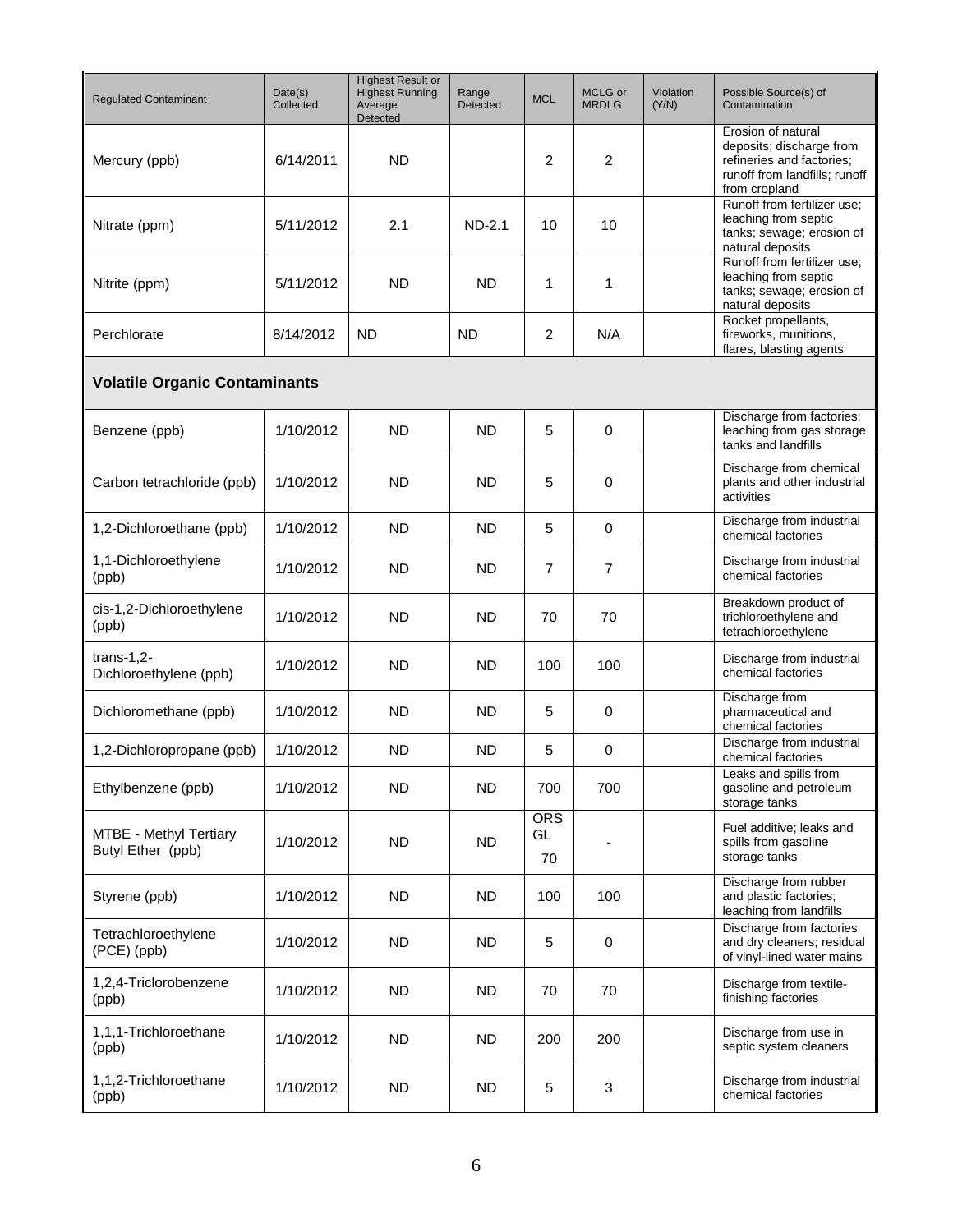| Regulated Contaminant | Date(s) Collected | Highest Result or Highest Running Average Detected | Range Detected | MCL | MCLG or MRDLG | Violation (Y/N) | Possible Source(s) of Contamination |
|---|---|---|---|---|---|---|---|
| Mercury (ppb) | 6/14/2011 | ND | | 2 | 2 | | Erosion of natural deposits; discharge from refineries and factories; runoff from landfills; runoff from cropland |
| Nitrate (ppm) | 5/11/2012 | 2.1 | ND-2.1 | 10 | 10 | | Runoff from fertilizer use; leaching from septic tanks; sewage; erosion of natural deposits |
| Nitrite (ppm) | 5/11/2012 | ND | ND | 1 | 1 | | Runoff from fertilizer use; leaching from septic tanks; sewage; erosion of natural deposits |
| Perchlorate | 8/14/2012 | ND | ND | 2 | N/A | | Rocket propellants, fireworks, munitions, flares, blasting agents |
| **Volatile Organic Contaminants** | | | | | | | |
| Benzene (ppb) | 1/10/2012 | ND | ND | 5 | 0 | | Discharge from factories; leaching from gas storage tanks and landfills |
| Carbon tetrachloride (ppb) | 1/10/2012 | ND | ND | 5 | 0 | | Discharge from chemical plants and other industrial activities |
| 1,2-Dichloroethane (ppb) | 1/10/2012 | ND | ND | 5 | 0 | | Discharge from industrial chemical factories |
| 1,1-Dichloroethylene (ppb) | 1/10/2012 | ND | ND | 7 | 7 | | Discharge from industrial chemical factories |
| cis-1,2-Dichloroethylene (ppb) | 1/10/2012 | ND | ND | 70 | 70 | | Breakdown product of trichloroethylene and tetrachloroethylene |
| trans-1,2-Dichloroethylene (ppb) | 1/10/2012 | ND | ND | 100 | 100 | | Discharge from industrial chemical factories |
| Dichloromethane (ppb) | 1/10/2012 | ND | ND | 5 | 0 | | Discharge from pharmaceutical and chemical factories |
| 1,2-Dichloropropane (ppb) | 1/10/2012 | ND | ND | 5 | 0 | | Discharge from industrial chemical factories |
| Ethylbenzene (ppb) | 1/10/2012 | ND | ND | 700 | 700 | | Leaks and spills from gasoline and petroleum storage tanks |
| MTBE - Methyl Tertiary Butyl Ether (ppb) | 1/10/2012 | ND | ND | ORS GL 70 | - | | Fuel additive; leaks and spills from gasoline storage tanks |
| Styrene (ppb) | 1/10/2012 | ND | ND | 100 | 100 | | Discharge from rubber and plastic factories; leaching from landfills |
| Tetrachloroethylene (PCE) (ppb) | 1/10/2012 | ND | ND | 5 | 0 | | Discharge from factories and dry cleaners; residual of vinyl-lined water mains |
| 1,2,4-Triclorobenzene (ppb) | 1/10/2012 | ND | ND | 70 | 70 | | Discharge from textile-finishing factories |
| 1,1,1-Trichloroethane (ppb) | 1/10/2012 | ND | ND | 200 | 200 | | Discharge from use in septic system cleaners |
| 1,1,2-Trichloroethane (ppb) | 1/10/2012 | ND | ND | 5 | 3 | | Discharge from industrial chemical factories |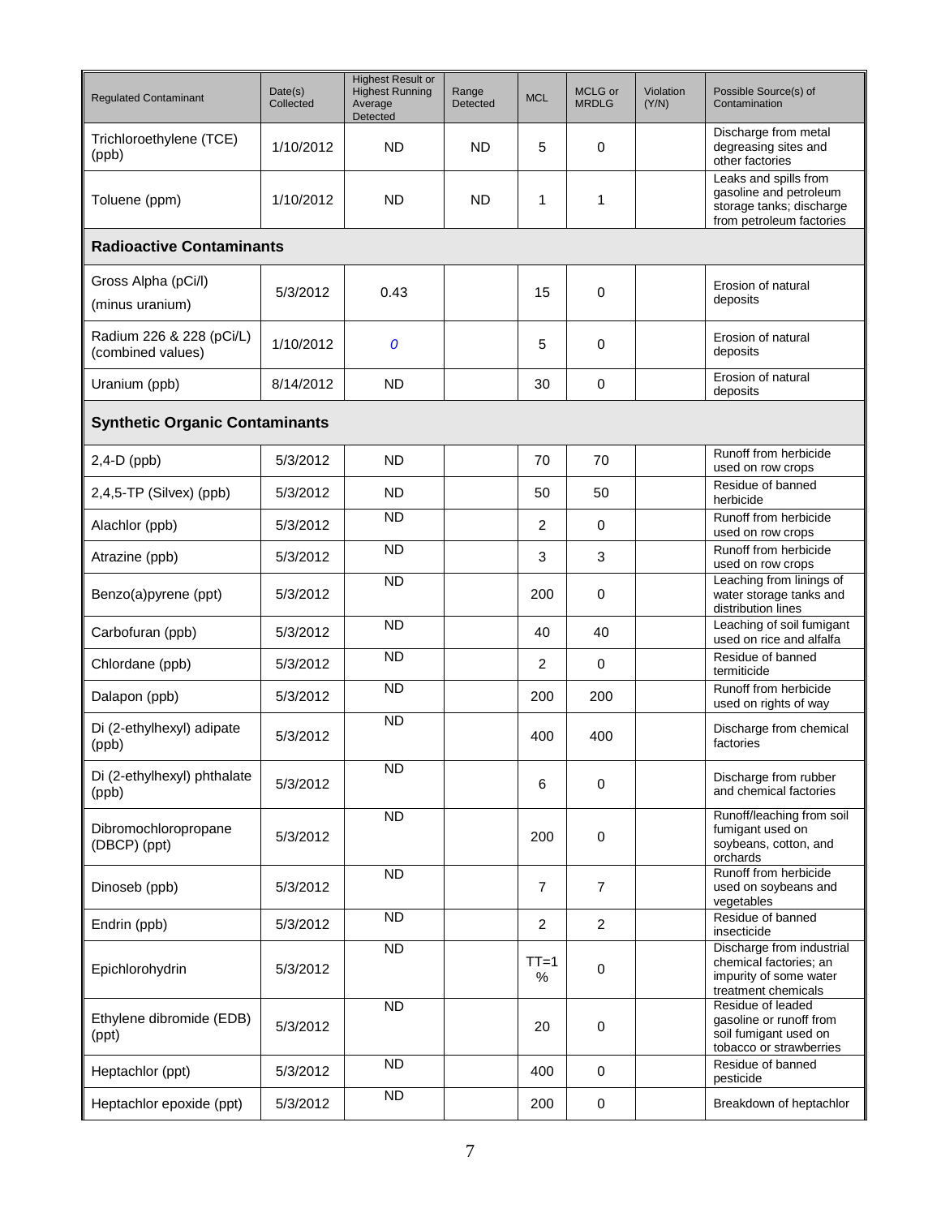| Regulated Contaminant | Date(s) Collected | Highest Result or Highest Running Average Detected | Range Detected | MCL | MCLG or MRDLG | Violation (Y/N) | Possible Source(s) of Contamination |
|---|---|---|---|---|---|---|---|
| Trichloroethylene (TCE) (ppb) | 1/10/2012 | ND | ND | 5 | 0 | | Discharge from metal degreasing sites and other factories |
| Toluene (ppm) | 1/10/2012 | ND | ND | 1 | 1 | | Leaks and spills from gasoline and petroleum storage tanks; discharge from petroleum factories |
| **Radioactive Contaminants** | | | | | | | |
| Gross Alpha (pCi/l) (minus uranium) | 5/3/2012 | 0.43 | | 15 | 0 | | Erosion of natural deposits |
| Radium 226 & 228 (pCi/L) (combined values) | 1/10/2012 | *0* | | 5 | 0 | | Erosion of natural deposits |
| Uranium (ppb) | 8/14/2012 | ND | | 30 | 0 | | Erosion of natural deposits |
| **Synthetic Organic Contaminants** | | | | | | | |
| 2,4-D (ppb) | 5/3/2012 | ND | | 70 | 70 | | Runoff from herbicide used on row crops |
| 2,4,5-TP (Silvex) (ppb) | 5/3/2012 | ND | | 50 | 50 | | Residue of banned herbicide |
| Alachlor (ppb) | 5/3/2012 | ND | | 2 | 0 | | Runoff from herbicide used on row crops |
| Atrazine (ppb) | 5/3/2012 | ND | | 3 | 3 | | Runoff from herbicide used on row crops |
| Benzo(a)pyrene (ppt) | 5/3/2012 | ND | | 200 | 0 | | Leaching from linings of water storage tanks and distribution lines |
| Carbofuran (ppb) | 5/3/2012 | ND | | 40 | 40 | | Leaching of soil fumigant used on rice and alfalfa |
| Chlordane (ppb) | 5/3/2012 | ND | | 2 | 0 | | Residue of banned termiticide |
| Dalapon (ppb) | 5/3/2012 | ND | | 200 | 200 | | Runoff from herbicide used on rights of way |
| Di (2-ethylhexyl) adipate (ppb) | 5/3/2012 | ND | | 400 | 400 | | Discharge from chemical factories |
| Di (2-ethylhexyl) phthalate (ppb) | 5/3/2012 | ND | | 6 | 0 | | Discharge from rubber and chemical factories |
| Dibromochloropropane (DBCP) (ppt) | 5/3/2012 | ND | | 200 | 0 | | Runoff/leaching from soil fumigant used on soybeans, cotton, and orchards |
| Dinoseb (ppb) | 5/3/2012 | ND | | 7 | 7 | | Runoff from herbicide used on soybeans and vegetables |
| Endrin (ppb) | 5/3/2012 | ND | | 2 | 2 | | Residue of banned insecticide |
| Epichlorohydrin | 5/3/2012 | ND | | TT=1 % | 0 | | Discharge from industrial chemical factories; an impurity of some water treatment chemicals |
| Ethylene dibromide (EDB) (ppt) | 5/3/2012 | ND | | 20 | 0 | | Residue of leaded gasoline or runoff from soil fumigant used on tobacco or strawberries |
| Heptachlor (ppt) | 5/3/2012 | ND | | 400 | 0 | | Residue of banned pesticide |
| Heptachlor epoxide (ppt) | 5/3/2012 | ND | | 200 | 0 | | Breakdown of heptachlor |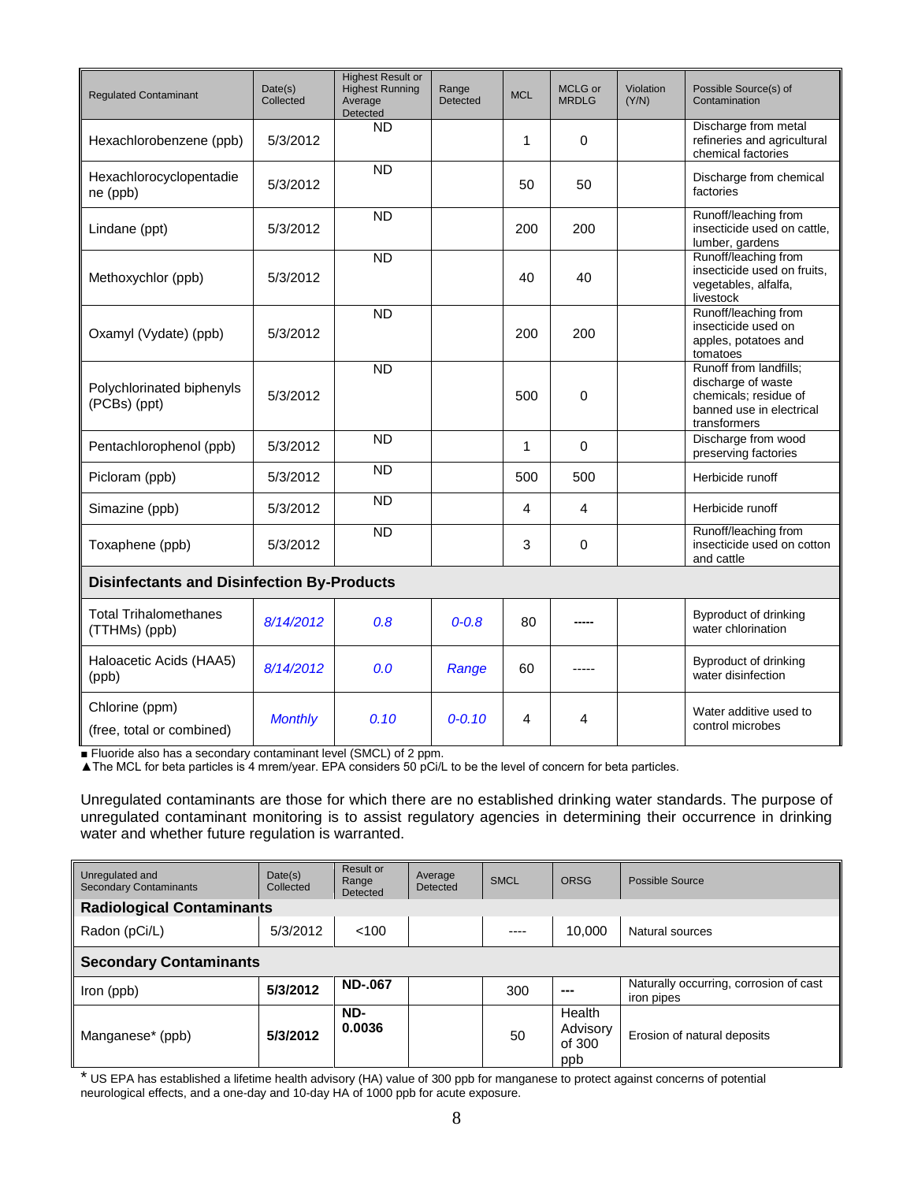| Regulated Contaminant | Date(s) Collected | Highest Result or Highest Running Average Detected | Range Detected | MCL | MCLG or MRDLG | Violation (Y/N) | Possible Source(s) of Contamination |
|---|---|---|---|---|---|---|---|
| Hexachlorobenzene (ppb) | 5/3/2012 | ND | | 1 | 0 | | Discharge from metal refineries and agricultural chemical factories |
| Hexachlorocyclopentadiene (ppb) | 5/3/2012 | ND | | 50 | 50 | | Discharge from chemical factories |
| Lindane (ppt) | 5/3/2012 | ND | | 200 | 200 | | Runoff/leaching from insecticide used on cattle, lumber, gardens |
| Methoxychlor (ppb) | 5/3/2012 | ND | | 40 | 40 | | Runoff/leaching from insecticide used on fruits, vegetables, alfalfa, livestock |
| Oxamyl (Vydate) (ppb) | 5/3/2012 | ND | | 200 | 200 | | Runoff/leaching from insecticide used on apples, potatoes and tomatoes |
| Polychlorinated biphenyls (PCBs) (ppt) | 5/3/2012 | ND | | 500 | 0 | | Runoff from landfills; discharge of waste chemicals; residue of banned use in electrical transformers |
| Pentachlorophenol (ppb) | 5/3/2012 | ND | | 1 | 0 | | Discharge from wood preserving factories |
| Picloram (ppb) | 5/3/2012 | ND | | 500 | 500 | | Herbicide runoff |
| Simazine (ppb) | 5/3/2012 | ND | | 4 | 4 | | Herbicide runoff |
| Toxaphene (ppb) | 5/3/2012 | ND | | 3 | 0 | | Runoff/leaching from insecticide used on cotton and cattle |
| **Disinfectants and Disinfection By-Products** | | | | | | | |
| Total Trihalomethanes (TTHMs) (ppb) | *8/14/2012* | *0.8* | *0-0.8* | 80 | ----- | | Byproduct of drinking water chlorination |
| Haloacetic Acids (HAA5) (ppb) | *8/14/2012* | *0.0* | *Range* | 60 | ----- | | Byproduct of drinking water disinfection |
| Chlorine (ppm) (free, total or combined) | *Monthly* | *0.10* | *0-0.10* | 4 | 4 | | Water additive used to control microbes |

■ Fluoride also has a secondary contaminant level (SMCL) of 2 ppm.
▲The MCL for beta particles is 4 mrem/year. EPA considers 50 pCi/L to be the level of concern for beta particles.

Unregulated contaminants are those for which there are no established drinking water standards. The purpose of unregulated contaminant monitoring is to assist regulatory agencies in determining their occurrence in drinking water and whether future regulation is warranted.

| Unregulated and Secondary Contaminants | Date(s) Collected | Result or Range Detected | Average Detected | SMCL | ORSG | Possible Source |
|---|---|---|---|---|---|---|
| **Radiological Contaminants** | | | | | | |
| Radon (pCi/L) | 5/3/2012 | <100 | | ---- | 10,000 | Natural sources |
| **Secondary Contaminants** | | | | | | |
| Iron (ppb) | **5/3/2012** | **ND-.067** | | 300 | --- | Naturally occurring, corrosion of cast iron pipes |
| Manganese* (ppb) | **5/3/2012** | **ND-0.0036** | | 50 | Health Advisory of 300 ppb | Erosion of natural deposits |

* US EPA has established a lifetime health advisory (HA) value of 300 ppb for manganese to protect against concerns of potential neurological effects, and a one-day and 10-day HA of 1000 ppb for acute exposure.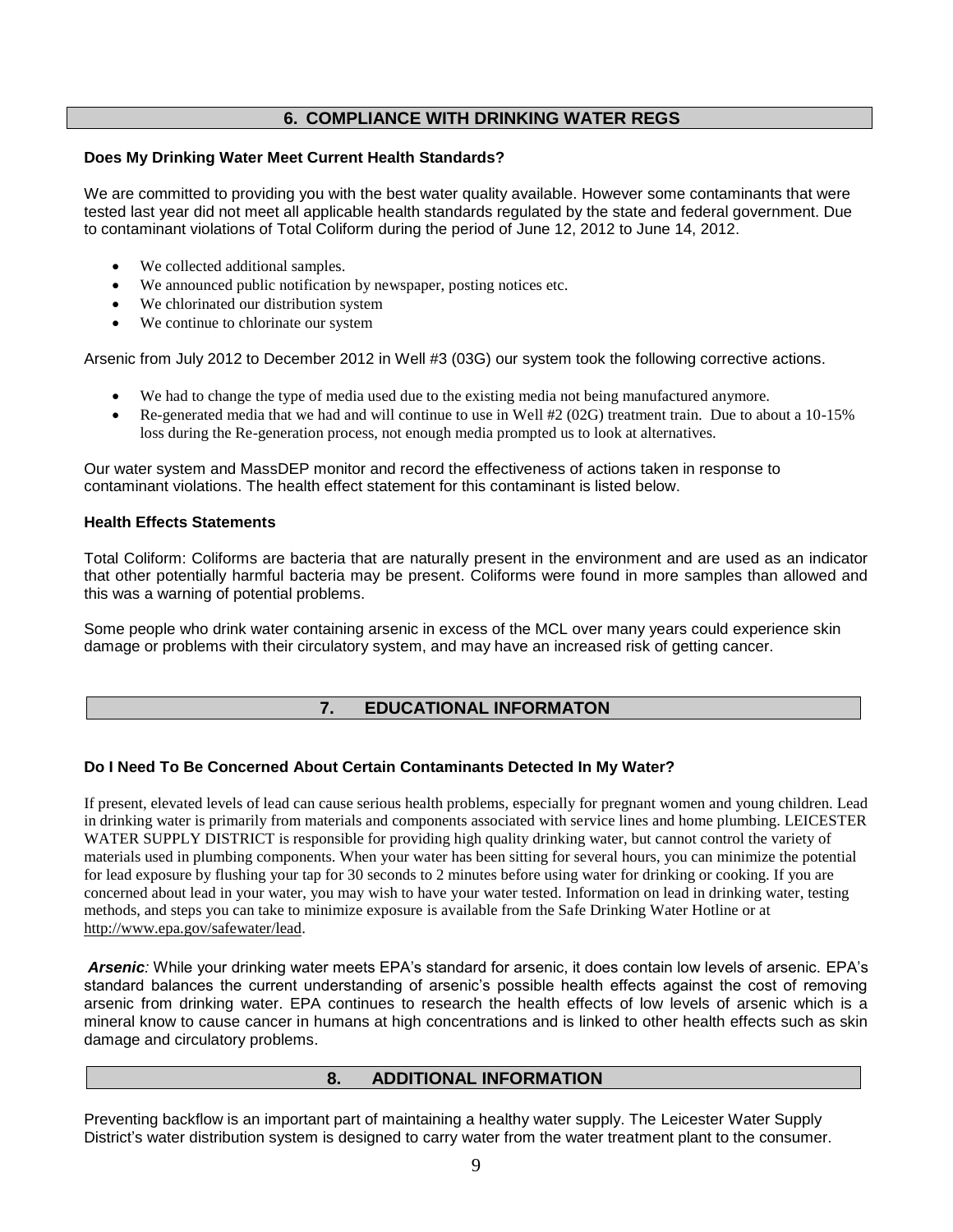## 6. COMPLIANCE WITH DRINKING WATER REGS

**Does My Drinking Water Meet Current Health Standards?**

We are committed to providing you with the best water quality available. However some contaminants that were tested last year did not meet all applicable health standards regulated by the state and federal government. Due to contaminant violations of Total Coliform during the period of June 12, 2012 to June 14, 2012.

- We collected additional samples.
- We announced public notification by newspaper, posting notices etc.
- We chlorinated our distribution system
- We continue to chlorinate our system

Arsenic from July 2012 to December 2012 in Well #3 (03G) our system took the following corrective actions.

- We had to change the type of media used due to the existing media not being manufactured anymore.
- Re-generated media that we had and will continue to use in Well #2 (02G) treatment train. Due to about a 10-15% loss during the Re-generation process, not enough media prompted us to look at alternatives.

Our water system and MassDEP monitor and record the effectiveness of actions taken in response to contaminant violations. The health effect statement for this contaminant is listed below.

**Health Effects Statements**

Total Coliform: Coliforms are bacteria that are naturally present in the environment and are used as an indicator that other potentially harmful bacteria may be present. Coliforms were found in more samples than allowed and this was a warning of potential problems.

Some people who drink water containing arsenic in excess of the MCL over many years could experience skin damage or problems with their circulatory system, and may have an increased risk of getting cancer.

## 7. EDUCATIONAL INFORMATON

**Do I Need To Be Concerned About Certain Contaminants Detected In My Water?**

If present, elevated levels of lead can cause serious health problems, especially for pregnant women and young children. Lead in drinking water is primarily from materials and components associated with service lines and home plumbing. LEICESTER WATER SUPPLY DISTRICT is responsible for providing high quality drinking water, but cannot control the variety of materials used in plumbing components. When your water has been sitting for several hours, you can minimize the potential for lead exposure by flushing your tap for 30 seconds to 2 minutes before using water for drinking or cooking. If you are concerned about lead in your water, you may wish to have your water tested. Information on lead in drinking water, testing methods, and steps you can take to minimize exposure is available from the Safe Drinking Water Hotline or at http://www.epa.gov/safewater/lead.

***Arsenic:*** While your drinking water meets EPA's standard for arsenic, it does contain low levels of arsenic. EPA's standard balances the current understanding of arsenic's possible health effects against the cost of removing arsenic from drinking water. EPA continues to research the health effects of low levels of arsenic which is a mineral know to cause cancer in humans at high concentrations and is linked to other health effects such as skin damage and circulatory problems.

## 8. ADDITIONAL INFORMATION

Preventing backflow is an important part of maintaining a healthy water supply. The Leicester Water Supply District's water distribution system is designed to carry water from the water treatment plant to the consumer.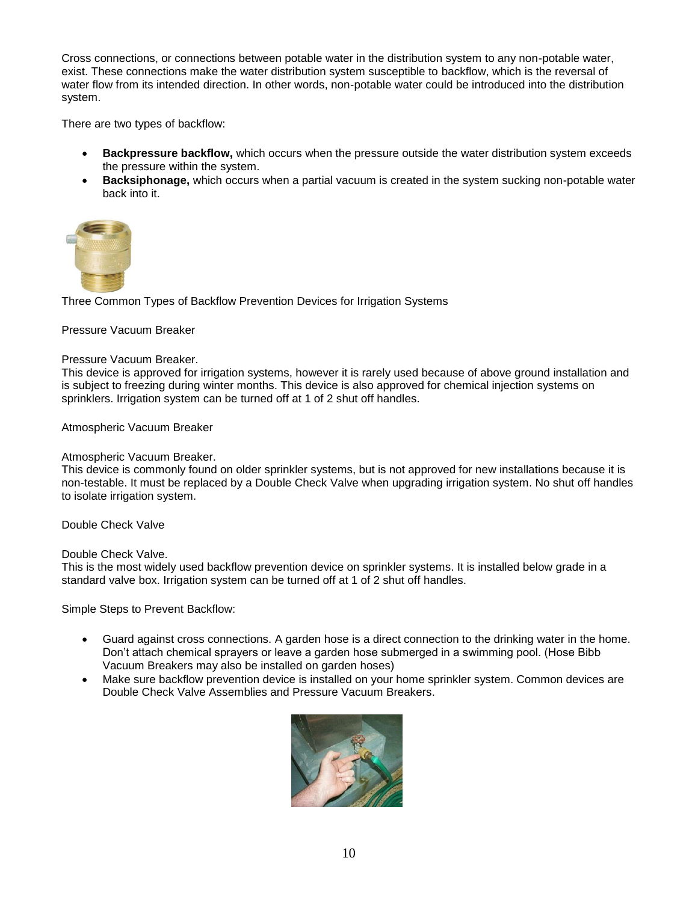Cross connections, or connections between potable water in the distribution system to any non-potable water, exist. These connections make the water distribution system susceptible to backflow, which is the reversal of water flow from its intended direction. In other words, non-potable water could be introduced into the distribution system.

There are two types of backflow:

- **Backpressure backflow,** which occurs when the pressure outside the water distribution system exceeds the pressure within the system.
- **Backsiphonage,** which occurs when a partial vacuum is created in the system sucking non-potable water back into it.

Three Common Types of Backflow Prevention Devices for Irrigation Systems

Pressure Vacuum Breaker

Pressure Vacuum Breaker.
This device is approved for irrigation systems, however it is rarely used because of above ground installation and is subject to freezing during winter months. This device is also approved for chemical injection systems on sprinklers. Irrigation system can be turned off at 1 of 2 shut off handles.

Atmospheric Vacuum Breaker

Atmospheric Vacuum Breaker.
This device is commonly found on older sprinkler systems, but is not approved for new installations because it is non-testable. It must be replaced by a Double Check Valve when upgrading irrigation system. No shut off handles to isolate irrigation system.

Double Check Valve

Double Check Valve.
This is the most widely used backflow prevention device on sprinkler systems. It is installed below grade in a standard valve box. Irrigation system can be turned off at 1 of 2 shut off handles.

Simple Steps to Prevent Backflow:

- Guard against cross connections. A garden hose is a direct connection to the drinking water in the home. Don't attach chemical sprayers or leave a garden hose submerged in a swimming pool. (Hose Bibb Vacuum Breakers may also be installed on garden hoses)
- Make sure backflow prevention device is installed on your home sprinkler system. Common devices are Double Check Valve Assemblies and Pressure Vacuum Breakers.